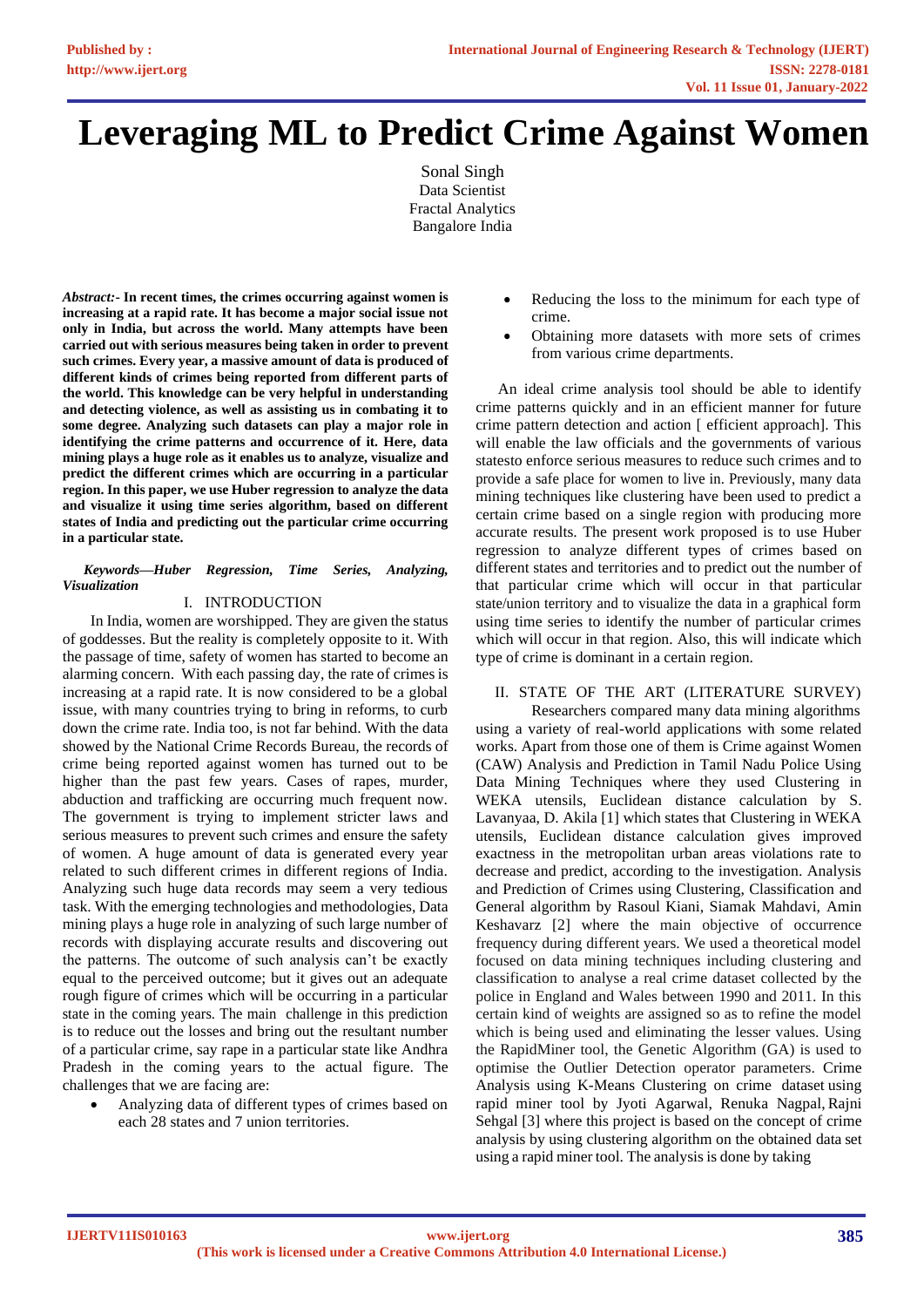# Leveraging ML to Predict Crime Against Women

Sonal Singh
Data Scientist
Fractal Analytics
Bangalore India

***Abstract:-* In recent times, the crimes occurring against women is increasing at a rapid rate. It has become a major social issue not only in India, but across the world. Many attempts have been carried out with serious measures being taken in order to prevent such crimes. Every year, a massive amount of data is produced of different kinds of crimes being reported from different parts of the world. This knowledge can be very helpful in understanding and detecting violence, as well as assisting us in combating it to some degree. Analyzing such datasets can play a major role in identifying the crime patterns and occurrence of it. Here, data mining plays a huge role as it enables us to analyze, visualize and predict the different crimes which are occurring in a particular region. In this paper, we use Huber regression to analyze the data and visualize it using time series algorithm, based on different states of India and predicting out the particular crime occurring in a particular state.**

***Keywords—Huber Regression, Time Series, Analyzing, Visualization***

## I. INTRODUCTION

In India, women are worshipped. They are given the status of goddesses. But the reality is completely opposite to it. With the passage of time, safety of women has started to become an alarming concern. With each passing day, the rate of crimes is increasing at a rapid rate. It is now considered to be a global issue, with many countries trying to bring in reforms, to curb down the crime rate. India too, is not far behind. With the data showed by the National Crime Records Bureau, the records of crime being reported against women has turned out to be higher than the past few years. Cases of rapes, murder, abduction and trafficking are occurring much frequent now. The government is trying to implement stricter laws and serious measures to prevent such crimes and ensure the safety of women. A huge amount of data is generated every year related to such different crimes in different regions of India. Analyzing such huge data records may seem a very tedious task. With the emerging technologies and methodologies, Data mining plays a huge role in analyzing of such large number of records with displaying accurate results and discovering out the patterns. The outcome of such analysis can't be exactly equal to the perceived outcome; but it gives out an adequate rough figure of crimes which will be occurring in a particular state in the coming years. The main challenge in this prediction is to reduce out the losses and bring out the resultant number of a particular crime, say rape in a particular state like Andhra Pradesh in the coming years to the actual figure. The challenges that we are facing are:

- Analyzing data of different types of crimes based on each 28 states and 7 union territories.
- Reducing the loss to the minimum for each type of crime.
- Obtaining more datasets with more sets of crimes from various crime departments.

An ideal crime analysis tool should be able to identify crime patterns quickly and in an efficient manner for future crime pattern detection and action [ efficient approach]. This will enable the law officials and the governments of various statesto enforce serious measures to reduce such crimes and to provide a safe place for women to live in. Previously, many data mining techniques like clustering have been used to predict a certain crime based on a single region with producing more accurate results. The present work proposed is to use Huber regression to analyze different types of crimes based on different states and territories and to predict out the number of that particular crime which will occur in that particular state/union territory and to visualize the data in a graphical form using time series to identify the number of particular crimes which will occur in that region. Also, this will indicate which type of crime is dominant in a certain region.

## II. STATE OF THE ART (LITERATURE SURVEY)

Researchers compared many data mining algorithms using a variety of real-world applications with some related works. Apart from those one of them is Crime against Women (CAW) Analysis and Prediction in Tamil Nadu Police Using Data Mining Techniques where they used Clustering in WEKA utensils, Euclidean distance calculation by S. Lavanyaa, D. Akila [1] which states that Clustering in WEKA utensils, Euclidean distance calculation gives improved exactness in the metropolitan urban areas violations rate to decrease and predict, according to the investigation. Analysis and Prediction of Crimes using Clustering, Classification and General algorithm by Rasoul Kiani, Siamak Mahdavi, Amin Keshavarz [2] where the main objective of occurrence frequency during different years. We used a theoretical model focused on data mining techniques including clustering and classification to analyse a real crime dataset collected by the police in England and Wales between 1990 and 2011. In this certain kind of weights are assigned so as to refine the model which is being used and eliminating the lesser values. Using the RapidMiner tool, the Genetic Algorithm (GA) is used to optimise the Outlier Detection operator parameters. Crime Analysis using K-Means Clustering on crime dataset using rapid miner tool by Jyoti Agarwal, Renuka Nagpal, Rajni Sehgal [3] where this project is based on the concept of crime analysis by using clustering algorithm on the obtained data set using a rapid miner tool. The analysis is done by taking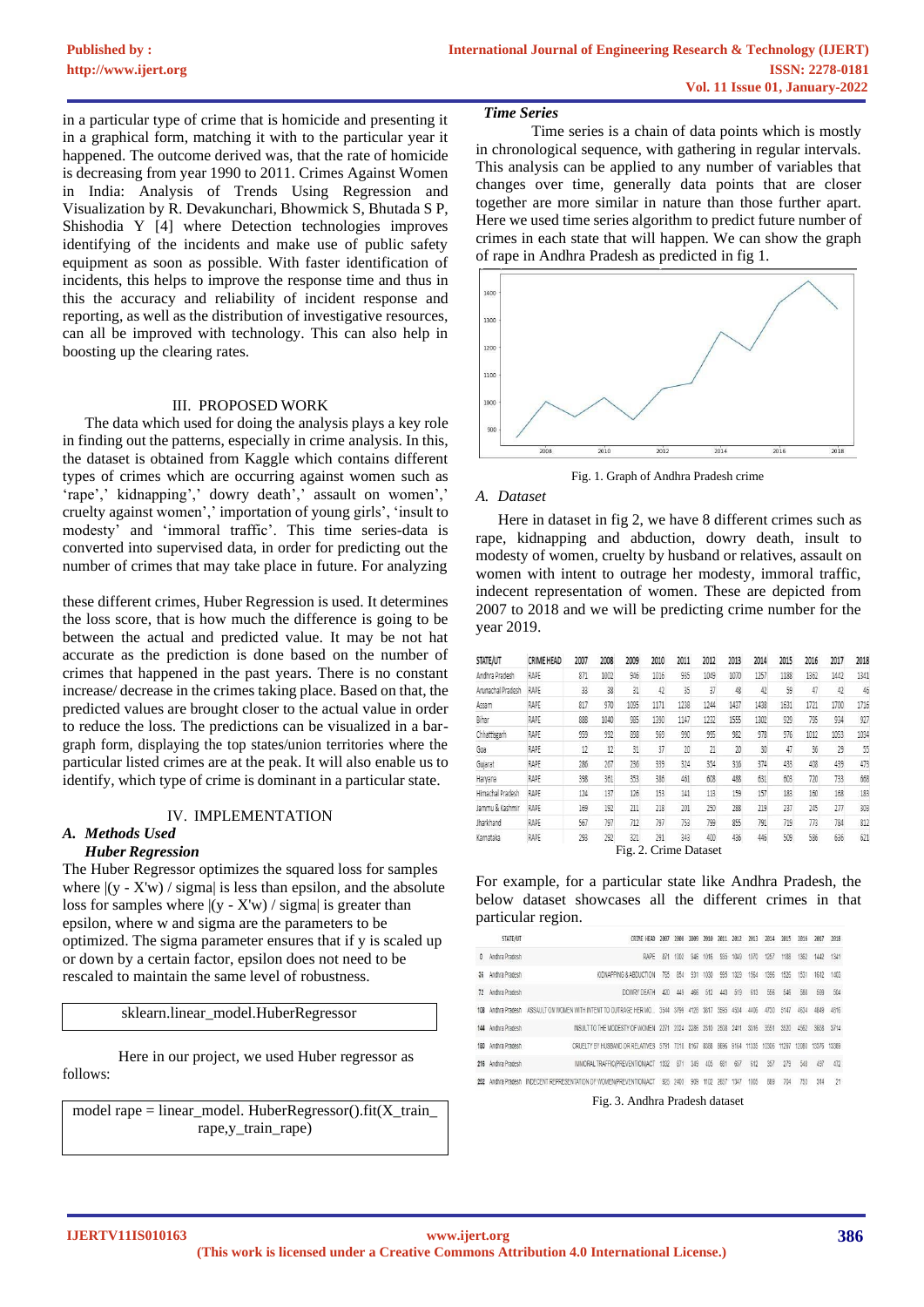in a particular type of crime that is homicide and presenting it in a graphical form, matching it with to the particular year it happened. The outcome derived was, that the rate of homicide is decreasing from year 1990 to 2011. Crimes Against Women in India: Analysis of Trends Using Regression and Visualization by R. Devakunchari, Bhowmick S, Bhutada S P, Shishodia Y [4] where Detection technologies improves identifying of the incidents and make use of public safety equipment as soon as possible. With faster identification of incidents, this helps to improve the response time and thus in this the accuracy and reliability of incident response and reporting, as well as the distribution of investigative resources, can all be improved with technology. This can also help in boosting up the clearing rates.

## III. PROPOSED WORK

The data which used for doing the analysis plays a key role in finding out the patterns, especially in crime analysis. In this, the dataset is obtained from Kaggle which contains different types of crimes which are occurring against women such as 'rape',' kidnapping',' dowry death',' assault on women',' cruelty against women',' importation of young girls', 'insult to modesty' and 'immoral traffic'. This time series-data is converted into supervised data, in order for predicting out the number of crimes that may take place in future. For analyzing these different crimes, Huber Regression is used. It determines the loss score, that is how much the difference is going to be between the actual and predicted value. It may be not hat accurate as the prediction is done based on the number of crimes that happened in the past years. There is no constant increase/ decrease in the crimes taking place. Based on that, the predicted values are brought closer to the actual value in order to reduce the loss. The predictions can be visualized in a bar-graph form, displaying the top states/union territories where the particular listed crimes are at the peak. It will also enable us to identify, which type of crime is dominant in a particular state.

## IV. IMPLEMENTATION

### A. *Methods Used*

#### *Huber Regression*

The Huber Regressor optimizes the squared loss for samples where |(y - X'w) / sigma| is less than epsilon, and the absolute loss for samples where |(y - X'w) / sigma| is greater than epsilon, where w and sigma are the parameters to be optimized. The sigma parameter ensures that if y is scaled up or down by a certain factor, epsilon does not need to be rescaled to maintain the same level of robustness.

```
sklearn.linear_model.HuberRegressor
```

Here in our project, we used Huber regressor as follows:

```
model rape = linear_model. HuberRegressor().fit(X_train_rape,y_train_rape)
```

#### *Time Series*

Time series is a chain of data points which is mostly in chronological sequence, with gathering in regular intervals. This analysis can be applied to any number of variables that changes over time, generally data points that are closer together are more similar in nature than those further apart. Here we used time series algorithm to predict future number of crimes in each state that will happen. We can show the graph of rape in Andhra Pradesh as predicted in fig 1.

Fig. 1. Graph of Andhra Pradesh crime

### A. *Dataset*

Here in dataset in fig 2, we have 8 different crimes such as rape, kidnapping and abduction, dowry death, insult to modesty of women, cruelty by husband or relatives, assault on women with intent to outrage her modesty, immoral traffic, indecent representation of women. These are depicted from 2007 to 2018 and we will be predicting crime number for the year 2019.

| STATE/UT | CRIME HEAD | 2007 | 2008 | 2009 | 2010 | 2011 | 2012 | 2013 | 2014 | 2015 | 2016 | 2017 | 2018 |
|---|---|---|---|---|---|---|---|---|---|---|---|---|---|
| Andhra Pradesh | RAPE | 871 | 1002 | 946 | 1016 | 935 | 1049 | 1070 | 1257 | 1188 | 1362 | 1442 | 1341 |
| Arunachal Pradesh | RAPE | 33 | 38 | 31 | 42 | 35 | 37 | 48 | 42 | 59 | 47 | 42 | 46 |
| Assam | RAPE | 817 | 970 | 1035 | 1171 | 1238 | 1244 | 1437 | 1438 | 1631 | 1721 | 1700 | 1716 |
| Bihar | RAPE | 888 | 1040 | 985 | 1390 | 1147 | 1232 | 1555 | 1302 | 929 | 795 | 934 | 927 |
| Chhattisgarh | RAPE | 959 | 992 | 898 | 969 | 990 | 995 | 982 | 978 | 976 | 1012 | 1053 | 1034 |
| Goa | RAPE | 12 | 12 | 31 | 37 | 20 | 21 | 20 | 30 | 47 | 36 | 29 | 55 |
| Gujarat | RAPE | 286 | 267 | 256 | 339 | 324 | 354 | 316 | 374 | 433 | 408 | 439 | 473 |
| Haryana | RAPE | 398 | 361 | 353 | 386 | 461 | 608 | 488 | 631 | 603 | 720 | 733 | 668 |
| Himachal Pradesh | RAPE | 124 | 137 | 126 | 153 | 141 | 113 | 159 | 157 | 183 | 160 | 168 | 183 |
| Jammu & Kashmir | RAPE | 169 | 192 | 211 | 218 | 201 | 250 | 288 | 219 | 237 | 245 | 277 | 309 |
| Jharkhand | RAPE | 567 | 797 | 712 | 797 | 753 | 799 | 855 | 791 | 719 | 773 | 784 | 812 |
| Karnataka | RAPE | 293 | 292 | 321 | 291 | 343 | 400 | 436 | 446 | 509 | 586 | 636 | 621 |

Fig. 2. Crime Dataset

For example, for a particular state like Andhra Pradesh, the below dataset showcases all the different crimes in that particular region.

| | STATE/UT | CRIME HEAD | 2007 | 2008 | 2009 | 2010 | 2011 | 2012 | 2013 | 2014 | 2015 | 2016 | 2017 | 2018 |
|---|---|---|---|---|---|---|---|---|---|---|---|---|---|---|
| 0 | Andhra Pradesh | RAPE | 871 | 1002 | 946 | 1016 | 935 | 1049 | 1070 | 1257 | 1188 | 1362 | 1442 | 1341 |
| 36 | Andhra Pradesh | KIDNAPPING & ABDUCTION | 765 | 854 | 931 | 1030 | 959 | 1023 | 1564 | 1295 | 1535 | 1531 | 1612 | 1403 |
| 72 | Andhra Pradesh | DOWRY DEATH | 420 | 443 | 466 | 512 | 443 | 519 | 613 | 556 | 545 | 588 | 509 | 504 |
| 108 | Andhra Pradesh | ASSAULT ON WOMEN WITH INTENT TO OUTRAGE HER MO... | 3544 | 3799 | 4120 | 3617 | 3955 | 4324 | 4406 | 4730 | 5147 | 4634 | 4849 | 4616 |
| 144 | Andhra Pradesh | INSULT TO THE MODESTY OF WOMEN | 2271 | 2024 | 2285 | 2510 | 2658 | 2411 | 3316 | 3551 | 3820 | 4562 | 3658 | 3714 |
| 180 | Andhra Pradesh | CRUELTY BY HUSBAND OR RELATIVES | 5791 | 7018 | 8167 | 8088 | 8696 | 9164 | 11335 | 10306 | 11297 | 12080 | 10375 | 13089 |
| 216 | Andhra Pradesh | IMMORAL TRAFFIC(PREVENTION)ACT | 1032 | 871 | 349 | 405 | 681 | 657 | 612 | 367 | 279 | 540 | 437 | 472 |
| 252 | Andhra Pradesh | INDECENT REPRESENTATION OF WOMEN(PREVENTION)ACT | 925 | 2400 | 909 | 1102 | 2857 | 1347 | 1005 | 989 | 704 | 753 | 314 | 21 |

Fig. 3. Andhra Pradesh dataset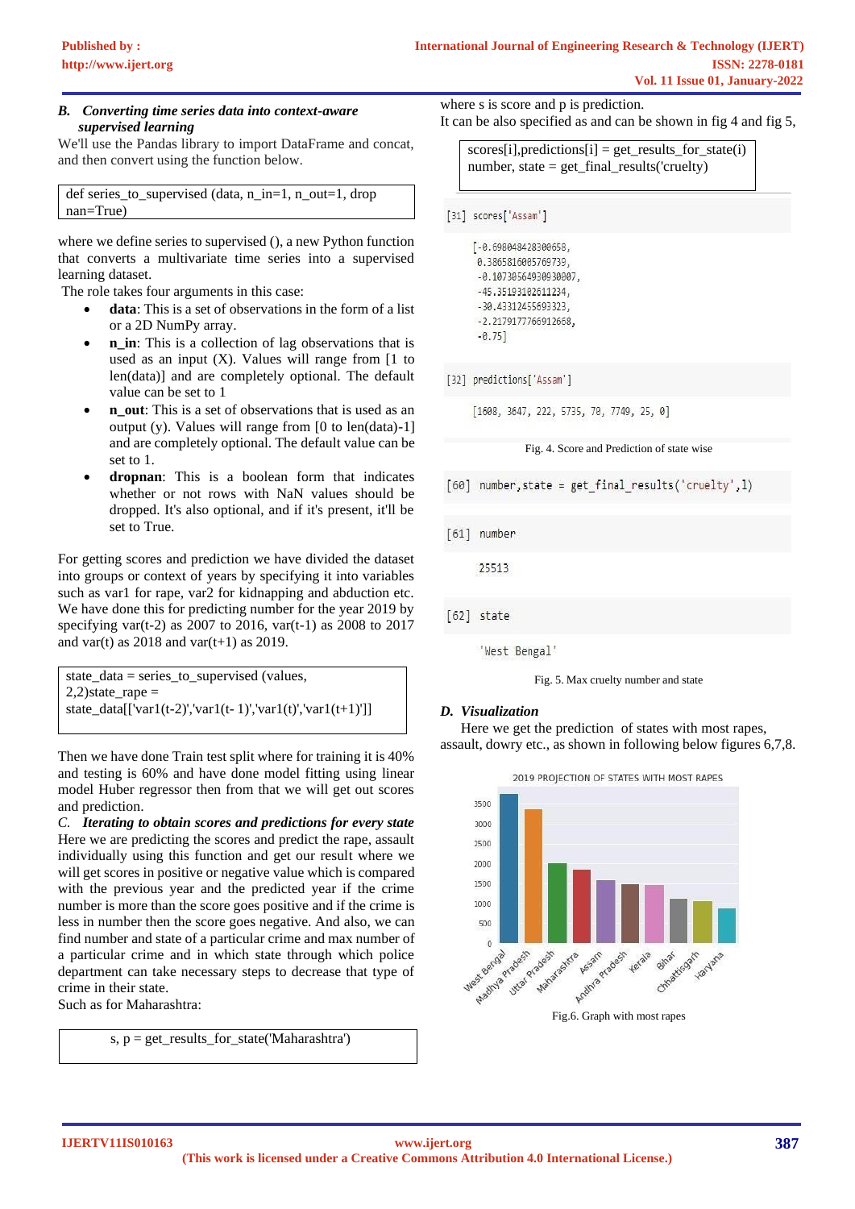### B. *Converting time series data into context-aware supervised learning*

We'll use the Pandas library to import DataFrame and concat, and then convert using the function below.

```
def series_to_supervised (data, n_in=1, n_out=1, drop
nan=True)
```

where we define series to supervised (), a new Python function that converts a multivariate time series into a supervised learning dataset.

The role takes four arguments in this case:

- **data**: This is a set of observations in the form of a list or a 2D NumPy array.
- **n_in**: This is a collection of lag observations that is used as an input (X). Values will range from [1 to len(data)] and are completely optional. The default value can be set to 1.
- **n_out**: This is a set of observations that is used as an output (y). Values will range from [0 to len(data)-1] and are completely optional. The default value can be set to 1.
- **dropnan**: This is a boolean form that indicates whether or not rows with NaN values should be dropped. It's also optional, and if it's present, it'll be set to True.

For getting scores and prediction we have divided the dataset into groups or context of years by specifying it into variables such as var1 for rape, var2 for kidnapping and abduction etc. We have done this for predicting number for the year 2019 by specifying var(t-2) as 2007 to 2016, var(t-1) as 2008 to 2017 and var(t) as 2018 and var(t+1) as 2019.

```
state_data = series_to_supervised (values,
2,2)state_rape =
state_data[['var1(t-2)','var1(t- 1)','var1(t)','var1(t+1)']]
```

Then we have done Train test split where for training it is 40% and testing is 60% and have done model fitting using linear model Huber regressor then from that we will get out scores and prediction.

### C. *Iterating to obtain scores and predictions for every state*

Here we are predicting the scores and predict the rape, assault individually using this function and get our result where we will get scores in positive or negative value which is compared with the previous year and the predicted year if the crime number is more than the score goes positive and if the crime is less in number then the score goes negative. And also, we can find number and state of a particular crime and max number of a particular crime and in which state through which police department can take necessary steps to decrease that type of crime in their state.

Such as for Maharashtra:

```
s, p = get_results_for_state('Maharashtra')
```

where s is score and p is prediction.

It can be also specified as and can be shown in fig 4 and fig 5,

```
scores[i],predictions[i] = get_results_for_state(i)
number, state = get_final_results('cruelty')
```

```
[31] scores['Assam']

[-0.698048428300658,
 0.3865816085769739,
 -0.10730564930930807,
 -45.35193182611234,
 -30.43312455693323,
 -2.2179177766912668,
 -0.75]
```

```
[32] predictions['Assam']

[1608, 3647, 222, 5735, 70, 7749, 25, 0]
```

Fig. 4. Score and Prediction of state wise

```
[60] number,state = get_final_results('cruelty',1)

[61] number

25513

[62] state

'West Bengal'
```

Fig. 5. Max cruelty number and state

### D. *Visualization*

Here we get the prediction of states with most rapes, assault, dowry etc., as shown in following below figures 6,7,8.

Fig.6. Graph with most rapes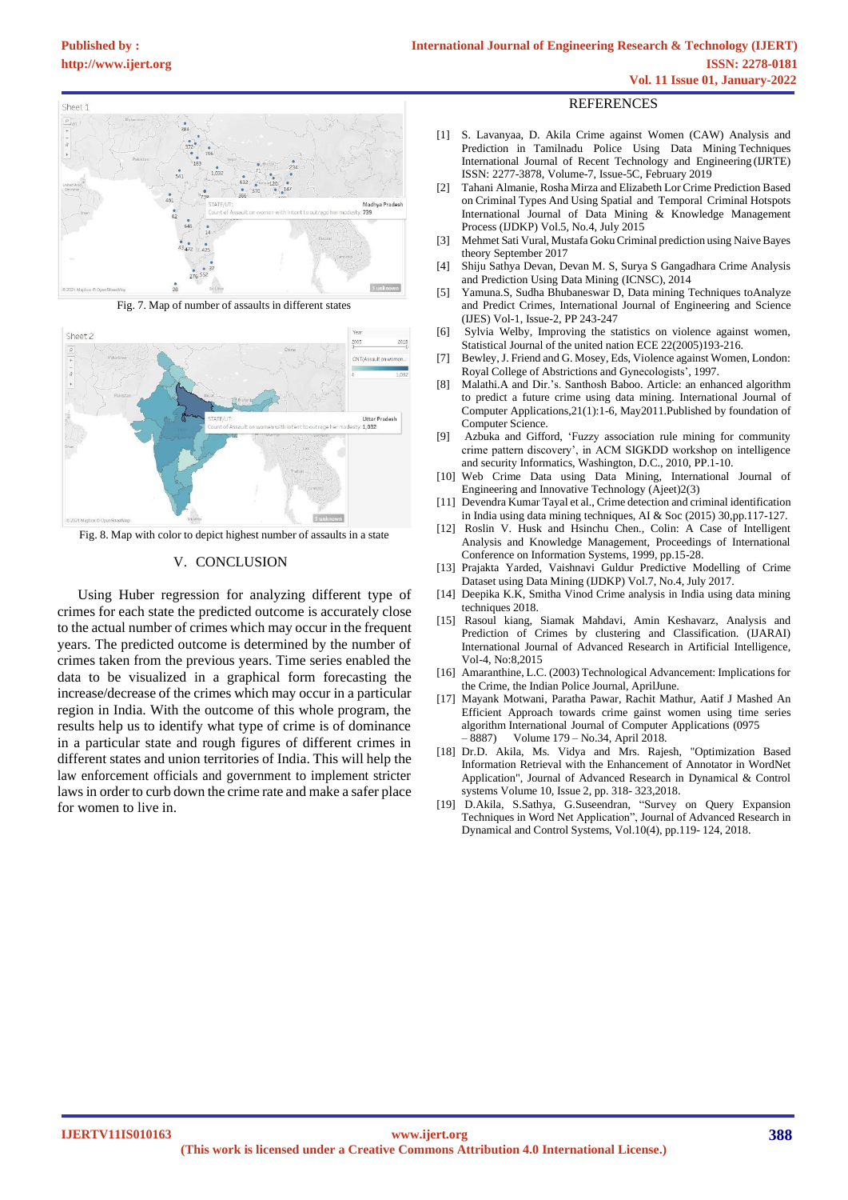Sheet 1

STATE/UT: Madhya Pradesh

Count of Assault on women with intent to outrage her modesty: 739

Fig. 7. Map of number of assaults in different states

Sheet 2

Year

2005 2018

CNT(Assault on women...

STATE/UT: Uttar Pradesh

Count of Assault on women with intent to outrage her modesty: 1,032

Fig. 8. Map with color to depict highest number of assaults in a state

## V. CONCLUSION

Using Huber regression for analyzing different type of crimes for each state the predicted outcome is accurately close to the actual number of crimes which may occur in the frequent years. The predicted outcome is determined by the number of crimes taken from the previous years. Time series enabled the data to be visualized in a graphical form forecasting the increase/decrease of the crimes which may occur in a particular region in India. With the outcome of this whole program, the results help us to identify what type of crime is of dominance in a particular state and rough figures of different crimes in different states and union territories of India. This will help the law enforcement officials and government to implement stricter laws in order to curb down the crime rate and make a safer place for women to live in.

## REFERENCES

[1] S. Lavanyaa, D. Akila Crime against Women (CAW) Analysis and Prediction in Tamilnadu Police Using Data Mining Techniques International Journal of Recent Technology and Engineering (IJRTE) ISSN: 2277-3878, Volume-7, Issue-5C, February 2019

[2] Tahani Almanie, Rosha Mirza and Elizabeth Lor Crime Prediction Based on Criminal Types And Using Spatial and Temporal Criminal Hotspots International Journal of Data Mining & Knowledge Management Process (IJDKP) Vol.5, No.4, July 2015

[3] Mehmet Sati Vural, Mustafa Goku Criminal prediction using Naive Bayes theory September 2017

[4] Shiju Sathya Devan, Devan M. S, Surya S Gangadhara Crime Analysis and Prediction Using Data Mining (ICNSC), 2014

[5] Yamuna.S, Sudha Bhubaneswar D, Data mining Techniques toAnalyze and Predict Crimes, International Journal of Engineering and Science (IJES) Vol-1, Issue-2, PP 243-247

[6] Sylvia Welby, Improving the statistics on violence against women, Statistical Journal of the united nation ECE 22(2005)193-216.

[7] Bewley, J. Friend and G. Mosey, Eds, Violence against Women, London: Royal College of Abstrictions and Gynecologists', 1997.

[8] Malathi.A and Dir.'s. Santhosh Baboo. Article: an enhanced algorithm to predict a future crime using data mining. International Journal of Computer Applications,21(1):1-6, May2011.Published by foundation of Computer Science.

[9] Azbuka and Gifford, 'Fuzzy association rule mining for community crime pattern discovery', in ACM SIGKDD workshop on intelligence and security Informatics, Washington, D.C., 2010, PP.1-10.

[10] Web Crime Data using Data Mining, International Journal of Engineering and Innovative Technology (Ajeet)2(3)

[11] Devendra Kumar Tayal et al., Crime detection and criminal identification in India using data mining techniques, AI & Soc (2015) 30,pp.117-127.

[12] Roslin V. Husk and Hsinchu Chen., Colin: A Case of Intelligent Analysis and Knowledge Management, Proceedings of International Conference on Information Systems, 1999, pp.15-28.

[13] Prajakta Yarded, Vaishnavi Guldur Predictive Modelling of Crime Dataset using Data Mining (IJDKP) Vol.7, No.4, July 2017.

[14] Deepika K.K, Smitha Vinod Crime analysis in India using data mining techniques 2018.

[15] Rasoul kiang, Siamak Mahdavi, Amin Keshavarz, Analysis and Prediction of Crimes by clustering and Classification. (IJARAI) International Journal of Advanced Research in Artificial Intelligence, Vol-4, No:8,2015

[16] Amaranthine, L.C. (2003) Technological Advancement: Implications for the Crime, the Indian Police Journal, AprilJune.

[17] Mayank Motwani, Paratha Pawar, Rachit Mathur, Aatif J Mashed An Efficient Approach towards crime gainst women using time series algorithm International Journal of Computer Applications (0975 – 8887) Volume 179 – No.34, April 2018.

[18] Dr.D. Akila, Ms. Vidya and Mrs. Rajesh, "Optimization Based Information Retrieval with the Enhancement of Annotator in WordNet Application", Journal of Advanced Research in Dynamical & Control systems Volume 10, Issue 2, pp. 318- 323,2018.

[19] D.Akila, S.Sathya, G.Suseendran, "Survey on Query Expansion Techniques in Word Net Application", Journal of Advanced Research in Dynamical and Control Systems, Vol.10(4), pp.119- 124, 2018.